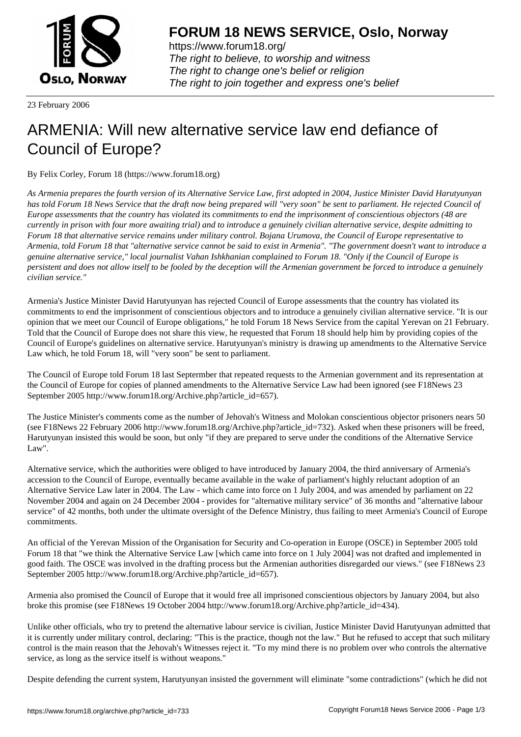# FORUM 18 NEWS SERVICE, Oslo, Norway

https://www.forum18.org/
*The right to believe, to worship and witness*
*The right to change one's belief or religion*
*The right to join together and express one's belief*

23 February 2006

# ARMENIA: Will new alternative service law end defiance of Council of Europe?

By Felix Corley, Forum 18 (https://www.forum18.org)

*As Armenia prepares the fourth version of its Alternative Service Law, first adopted in 2004, Justice Minister David Harutyunyan has told Forum 18 News Service that the draft now being prepared will "very soon" be sent to parliament. He rejected Council of Europe assessments that the country has violated its commitments to end the imprisonment of conscientious objectors (48 are currently in prison with four more awaiting trial) and to introduce a genuinely civilian alternative service, despite admitting to Forum 18 that alternative service remains under military control. Bojana Urumova, the Council of Europe representative to Armenia, told Forum 18 that "alternative service cannot be said to exist in Armenia". "The government doesn't want to introduce a genuine alternative service," local journalist Vahan Ishkhanian complained to Forum 18. "Only if the Council of Europe is persistent and does not allow itself to be fooled by the deception will the Armenian government be forced to introduce a genuinely civilian service."*

Armenia's Justice Minister David Harutyunyan has rejected Council of Europe assessments that the country has violated its commitments to end the imprisonment of conscientious objectors and to introduce a genuinely civilian alternative service. "It is our opinion that we meet our Council of Europe obligations," he told Forum 18 News Service from the capital Yerevan on 21 February. Told that the Council of Europe does not share this view, he requested that Forum 18 should help him by providing copies of the Council of Europe's guidelines on alternative service. Harutyunyan's ministry is drawing up amendments to the Alternative Service Law which, he told Forum 18, will "very soon" be sent to parliament.

The Council of Europe told Forum 18 last Septermber that repeated requests to the Armenian government and its representation at the Council of Europe for copies of planned amendments to the Alternative Service Law had been ignored (see F18News 23 September 2005 http://www.forum18.org/Archive.php?article_id=657).

The Justice Minister's comments come as the number of Jehovah's Witness and Molokan conscientious objector prisoners nears 50 (see F18News 22 February 2006 http://www.forum18.org/Archive.php?article_id=732). Asked when these prisoners will be freed, Harutyunyan insisted this would be soon, but only "if they are prepared to serve under the conditions of the Alternative Service Law".

Alternative service, which the authorities were obliged to have introduced by January 2004, the third anniversary of Armenia's accession to the Council of Europe, eventually became available in the wake of parliament's highly reluctant adoption of an Alternative Service Law later in 2004. The Law - which came into force on 1 July 2004, and was amended by parliament on 22 November 2004 and again on 24 December 2004 - provides for "alternative military service" of 36 months and "alternative labour service" of 42 months, both under the ultimate oversight of the Defence Ministry, thus failing to meet Armenia's Council of Europe commitments.

An official of the Yerevan Mission of the Organisation for Security and Co-operation in Europe (OSCE) in September 2005 told Forum 18 that "we think the Alternative Service Law [which came into force on 1 July 2004] was not drafted and implemented in good faith. The OSCE was involved in the drafting process but the Armenian authorities disregarded our views." (see F18News 23 September 2005 http://www.forum18.org/Archive.php?article_id=657).

Armenia also promised the Council of Europe that it would free all imprisoned conscientious objectors by January 2004, but also broke this promise (see F18News 19 October 2004 http://www.forum18.org/Archive.php?article_id=434).

Unlike other officials, who try to pretend the alternative labour service is civilian, Justice Minister David Harutyunyan admitted that it is currently under military control, declaring: "This is the practice, though not the law." But he refused to accept that such military control is the main reason that the Jehovah's Witnesses reject it. "To my mind there is no problem over who controls the alternative service, as long as the service itself is without weapons."

Despite defending the current system, Harutyunyan insisted the government will eliminate "some contradictions" (which he did not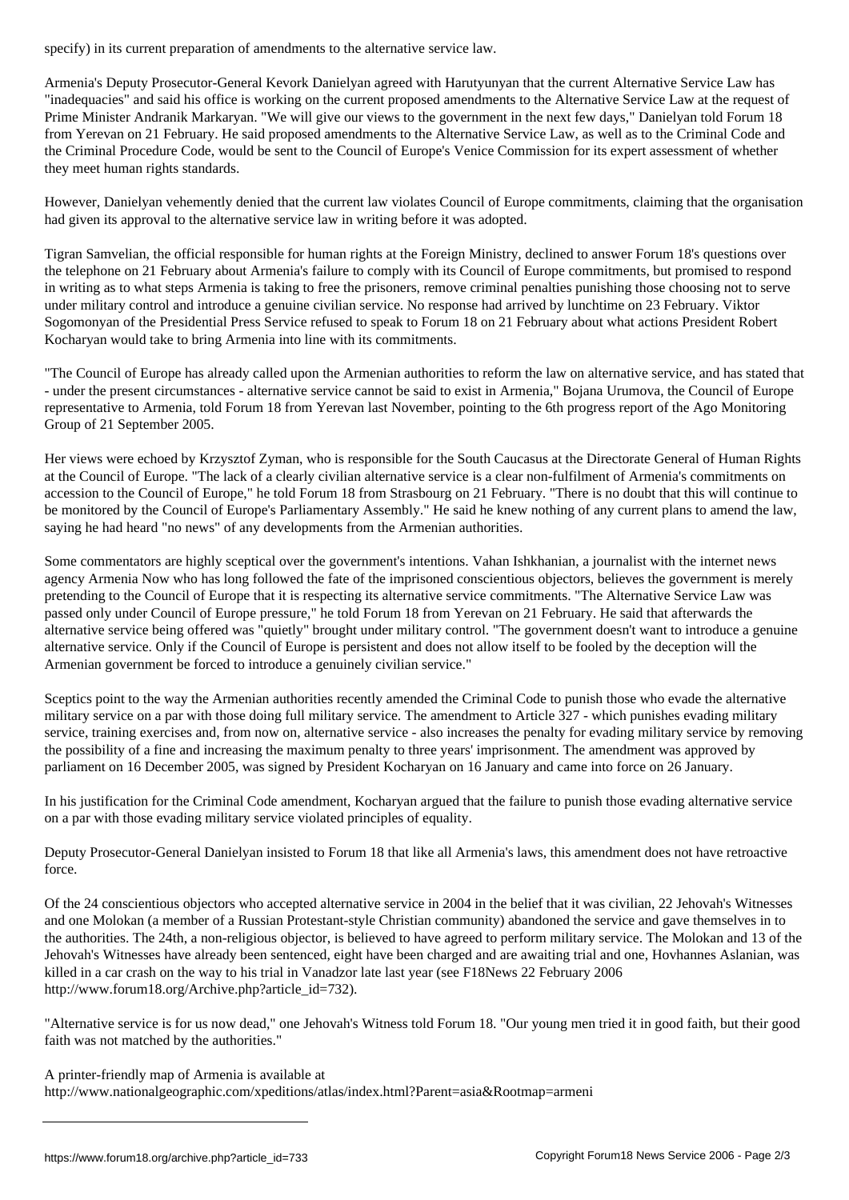specify) in its current preparation of amendments to the alternative service law.

Armenia's Deputy Prosecutor-General Kevork Danielyan agreed with Harutyunyan that the current Alternative Service Law has "inadequacies" and said his office is working on the current proposed amendments to the Alternative Service Law at the request of Prime Minister Andranik Markaryan. "We will give our views to the government in the next few days," Danielyan told Forum 18 from Yerevan on 21 February. He said proposed amendments to the Alternative Service Law, as well as to the Criminal Code and the Criminal Procedure Code, would be sent to the Council of Europe's Venice Commission for its expert assessment of whether they meet human rights standards.

However, Danielyan vehemently denied that the current law violates Council of Europe commitments, claiming that the organisation had given its approval to the alternative service law in writing before it was adopted.

Tigran Samvelian, the official responsible for human rights at the Foreign Ministry, declined to answer Forum 18's questions over the telephone on 21 February about Armenia's failure to comply with its Council of Europe commitments, but promised to respond in writing as to what steps Armenia is taking to free the prisoners, remove criminal penalties punishing those choosing not to serve under military control and introduce a genuine civilian service. No response had arrived by lunchtime on 23 February. Viktor Sogomonyan of the Presidential Press Service refused to speak to Forum 18 on 21 February about what actions President Robert Kocharyan would take to bring Armenia into line with its commitments.

"The Council of Europe has already called upon the Armenian authorities to reform the law on alternative service, and has stated that - under the present circumstances - alternative service cannot be said to exist in Armenia," Bojana Urumova, the Council of Europe representative to Armenia, told Forum 18 from Yerevan last November, pointing to the 6th progress report of the Ago Monitoring Group of 21 September 2005.

Her views were echoed by Krzysztof Zyman, who is responsible for the South Caucasus at the Directorate General of Human Rights at the Council of Europe. "The lack of a clearly civilian alternative service is a clear non-fulfilment of Armenia's commitments on accession to the Council of Europe," he told Forum 18 from Strasbourg on 21 February. "There is no doubt that this will continue to be monitored by the Council of Europe's Parliamentary Assembly." He said he knew nothing of any current plans to amend the law, saying he had heard "no news" of any developments from the Armenian authorities.

Some commentators are highly sceptical over the government's intentions. Vahan Ishkhanian, a journalist with the internet news agency Armenia Now who has long followed the fate of the imprisoned conscientious objectors, believes the government is merely pretending to the Council of Europe that it is respecting its alternative service commitments. "The Alternative Service Law was passed only under Council of Europe pressure," he told Forum 18 from Yerevan on 21 February. He said that afterwards the alternative service being offered was "quietly" brought under military control. "The government doesn't want to introduce a genuine alternative service. Only if the Council of Europe is persistent and does not allow itself to be fooled by the deception will the Armenian government be forced to introduce a genuinely civilian service."

Sceptics point to the way the Armenian authorities recently amended the Criminal Code to punish those who evade the alternative military service on a par with those doing full military service. The amendment to Article 327 - which punishes evading military service, training exercises and, from now on, alternative service - also increases the penalty for evading military service by removing the possibility of a fine and increasing the maximum penalty to three years' imprisonment. The amendment was approved by parliament on 16 December 2005, was signed by President Kocharyan on 16 January and came into force on 26 January.

In his justification for the Criminal Code amendment, Kocharyan argued that the failure to punish those evading alternative service on a par with those evading military service violated principles of equality.

Deputy Prosecutor-General Danielyan insisted to Forum 18 that like all Armenia's laws, this amendment does not have retroactive force.

Of the 24 conscientious objectors who accepted alternative service in 2004 in the belief that it was civilian, 22 Jehovah's Witnesses and one Molokan (a member of a Russian Protestant-style Christian community) abandoned the service and gave themselves in to the authorities. The 24th, a non-religious objector, is believed to have agreed to perform military service. The Molokan and 13 of the Jehovah's Witnesses have already been sentenced, eight have been charged and are awaiting trial and one, Hovhannes Aslanian, was killed in a car crash on the way to his trial in Vanadzor late last year (see F18News 22 February 2006 http://www.forum18.org/Archive.php?article_id=732).

"Alternative service is for us now dead," one Jehovah's Witness told Forum 18. "Our young men tried it in good faith, but their good faith was not matched by the authorities."

A printer-friendly map of Armenia is available at
http://www.nationalgeographic.com/xpeditions/atlas/index.html?Parent=asia&Rootmap=armeni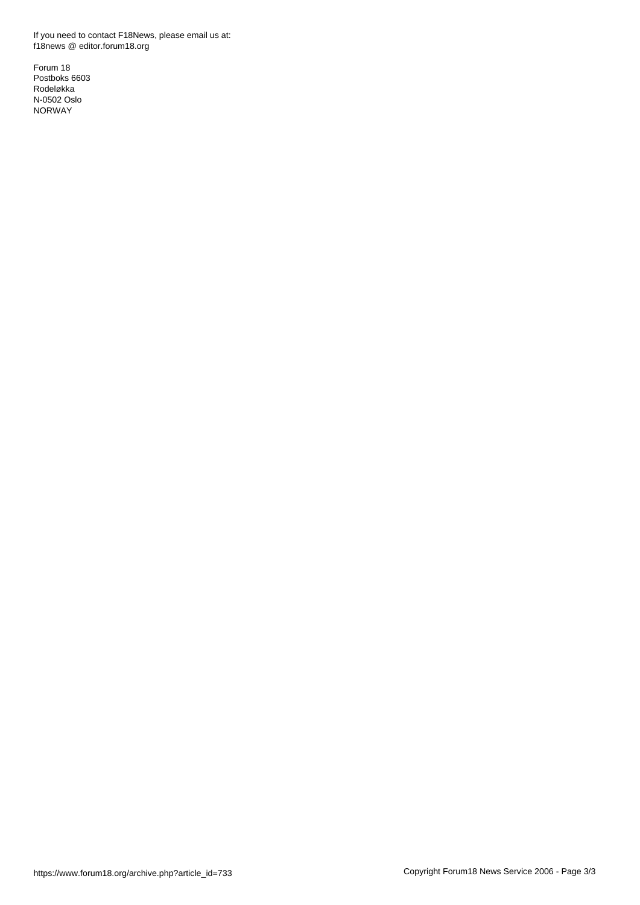If you need to contact F18News, please email us at:
f18news @ editor.forum18.org

Forum 18
Postboks 6603
Rodeløkka
N-0502 Oslo
NORWAY